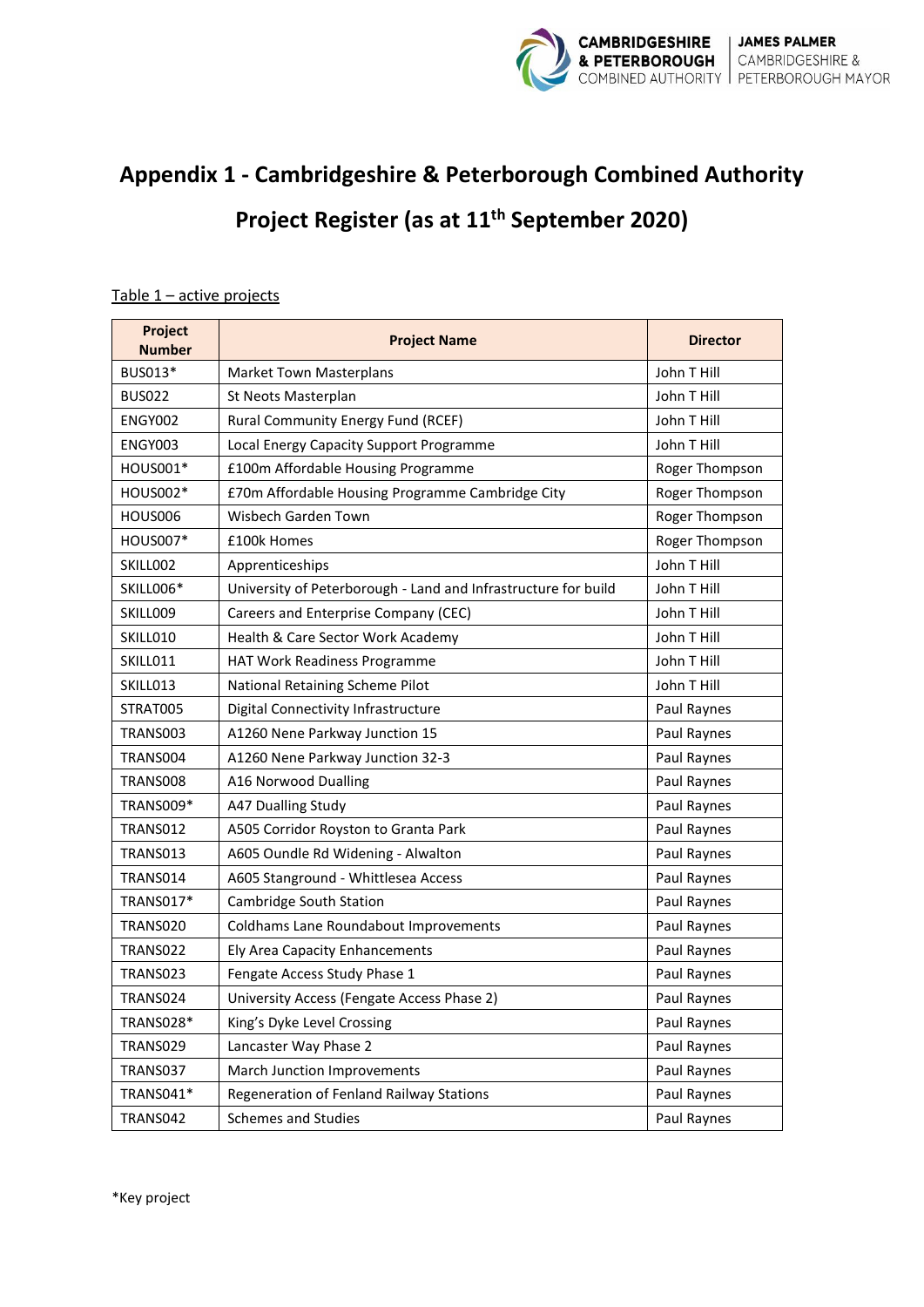# Appendix 1 - Cambridgeshire & Peterborough Combined Authority Project Register (as at 11th September 2020)

Table 1 – active projects

| Project Number | Project Name | Director |
|---|---|---|
| BUS013* | Market Town Masterplans | John T Hill |
| BUS022 | St Neots Masterplan | John T Hill |
| ENGY002 | Rural Community Energy Fund (RCEF) | John T Hill |
| ENGY003 | Local Energy Capacity Support Programme | John T Hill |
| HOUS001* | £100m Affordable Housing Programme | Roger Thompson |
| HOUS002* | £70m Affordable Housing Programme Cambridge City | Roger Thompson |
| HOUS006 | Wisbech Garden Town | Roger Thompson |
| HOUS007* | £100k Homes | Roger Thompson |
| SKILL002 | Apprenticeships | John T Hill |
| SKILL006* | University of Peterborough - Land and Infrastructure for build | John T Hill |
| SKILL009 | Careers and Enterprise Company (CEC) | John T Hill |
| SKILL010 | Health & Care Sector Work Academy | John T Hill |
| SKILL011 | HAT Work Readiness Programme | John T Hill |
| SKILL013 | National Retaining Scheme Pilot | John T Hill |
| STRAT005 | Digital Connectivity Infrastructure | Paul Raynes |
| TRANS003 | A1260 Nene Parkway Junction 15 | Paul Raynes |
| TRANS004 | A1260 Nene Parkway Junction 32-3 | Paul Raynes |
| TRANS008 | A16 Norwood Dualling | Paul Raynes |
| TRANS009* | A47 Dualling Study | Paul Raynes |
| TRANS012 | A505 Corridor Royston to Granta Park | Paul Raynes |
| TRANS013 | A605 Oundle Rd Widening - Alwalton | Paul Raynes |
| TRANS014 | A605 Stanground - Whittlesea Access | Paul Raynes |
| TRANS017* | Cambridge South Station | Paul Raynes |
| TRANS020 | Coldhams Lane Roundabout Improvements | Paul Raynes |
| TRANS022 | Ely Area Capacity Enhancements | Paul Raynes |
| TRANS023 | Fengate Access Study Phase 1 | Paul Raynes |
| TRANS024 | University Access (Fengate Access Phase 2) | Paul Raynes |
| TRANS028* | King's Dyke Level Crossing | Paul Raynes |
| TRANS029 | Lancaster Way Phase 2 | Paul Raynes |
| TRANS037 | March Junction Improvements | Paul Raynes |
| TRANS041* | Regeneration of Fenland Railway Stations | Paul Raynes |
| TRANS042 | Schemes and Studies | Paul Raynes |

*Key project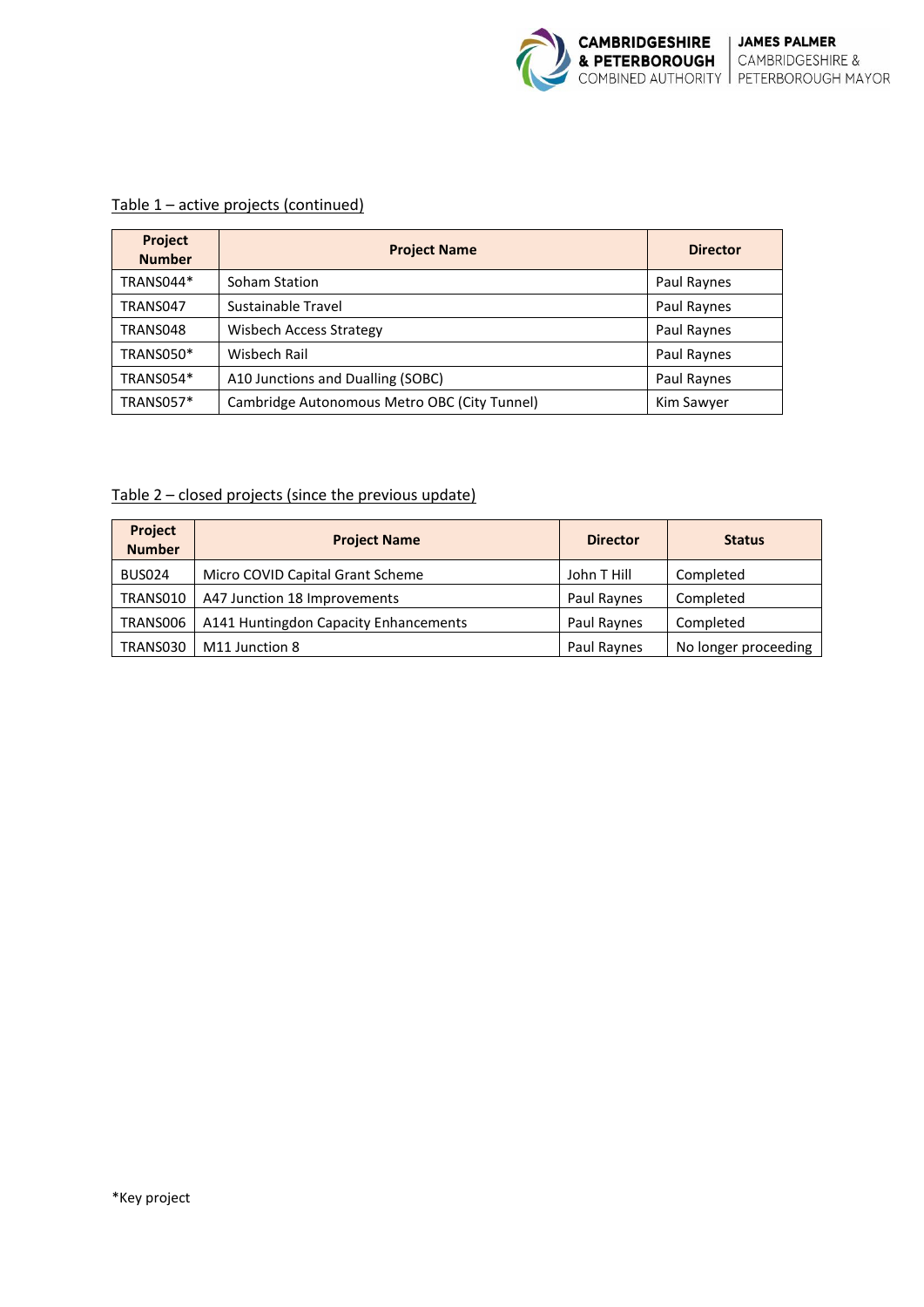Table 1 – active projects (continued)

| Project Number | Project Name | Director |
|---|---|---|
| TRANS044* | Soham Station | Paul Raynes |
| TRANS047 | Sustainable Travel | Paul Raynes |
| TRANS048 | Wisbech Access Strategy | Paul Raynes |
| TRANS050* | Wisbech Rail | Paul Raynes |
| TRANS054* | A10 Junctions and Dualling (SOBC) | Paul Raynes |
| TRANS057* | Cambridge Autonomous Metro OBC (City Tunnel) | Kim Sawyer |

Table 2 – closed projects (since the previous update)

| Project Number | Project Name | Director | Status |
|---|---|---|---|
| BUS024 | Micro COVID Capital Grant Scheme | John T Hill | Completed |
| TRANS010 | A47 Junction 18 Improvements | Paul Raynes | Completed |
| TRANS006 | A141 Huntingdon Capacity Enhancements | Paul Raynes | Completed |
| TRANS030 | M11 Junction 8 | Paul Raynes | No longer proceeding |

*Key project